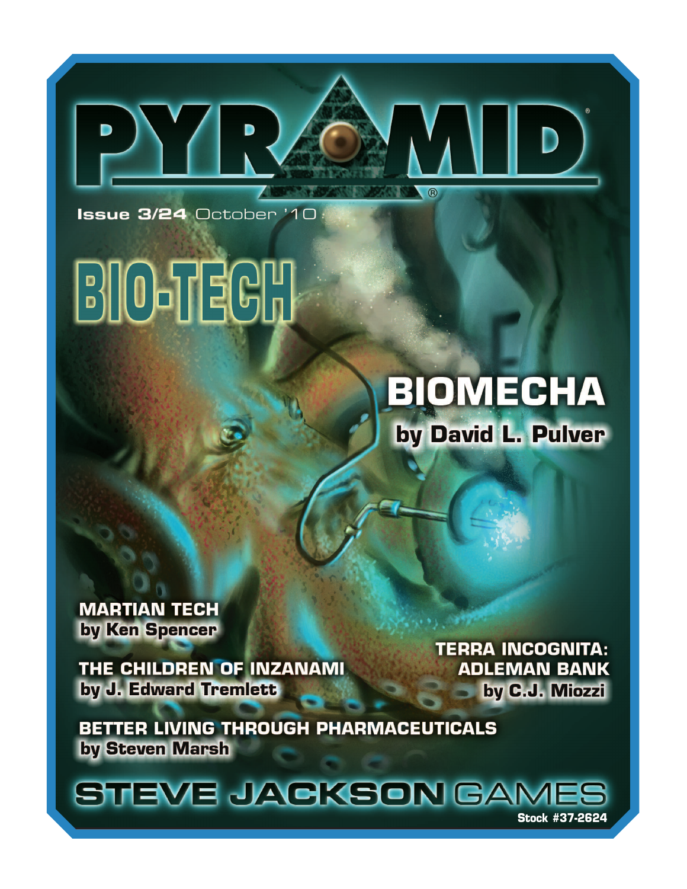# PYRAMID

Issue 3/24 October '10

## BIO-TECH

## BIOMECHA

by David L. Pulver

**MARTIAN TECH**
by Ken Spencer

**THE CHILDREN OF INZANAMI**
by J. Edward Tremlett

**TERRA INCOGNITA: ADLEMAN BANK**
by C.J. Miozzi

**BETTER LIVING THROUGH PHARMACEUTICALS**
by Steven Marsh

STEVE JACKSON GAMES

Stock #37-2624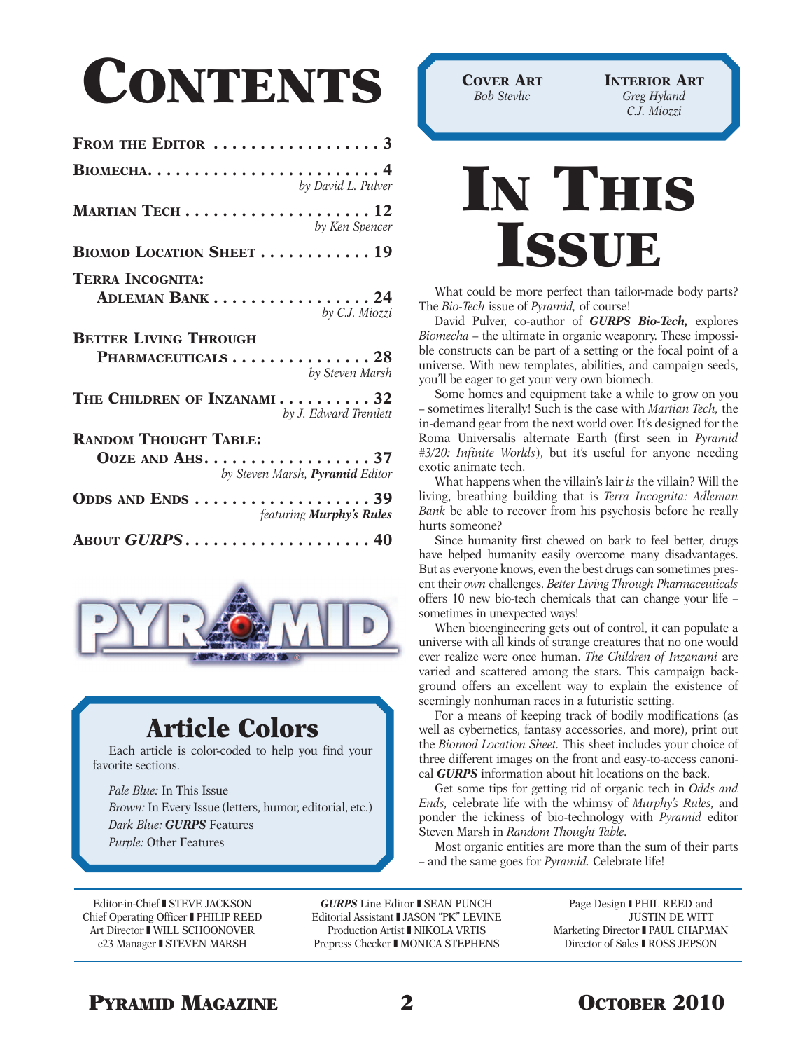# Contents

**From the Editor** . . . . . . . . . . . . . . . . . . 3

**Biomecha**. . . . . . . . . . . . . . . . . . . . . . . . . 4
*by David L. Pulver*

**Martian Tech** . . . . . . . . . . . . . . . . . . . . 12
*by Ken Spencer*

**Biomod Location Sheet** . . . . . . . . . . . . 19

**Terra Incognita: Adleman Bank** . . . . . . . . . . . . . . . . . 24
*by C.J. Miozzi*

**Better Living Through Pharmaceuticals** . . . . . . . . . . . . . . . 28
*by Steven Marsh*

**The Children of Inzanami** . . . . . . . . . . 32
*by J. Edward Tremlett*

**Random Thought Table: Ooze and Ahs**. . . . . . . . . . . . . . . . . . 37
*by Steven Marsh, **Pyramid** Editor*

**Odds and Ends** . . . . . . . . . . . . . . . . . . . 39
*featuring **Murphy's Rules***

**About *GURPS*** . . . . . . . . . . . . . . . . . . . . 40

## Article Colors

Each article is color-coded to help you find your favorite sections.

*Pale Blue:* In This Issue
*Brown:* In Every Issue (letters, humor, editorial, etc.)
*Dark Blue:* ***GURPS*** Features
*Purple:* Other Features

**Cover Art**
*Bob Stevlic*

**Interior Art**
*Greg Hyland*
*C.J. Miozzi*

# In This Issue

What could be more perfect than tailor-made body parts? The *Bio-Tech* issue of *Pyramid,* of course!

David Pulver, co-author of ***GURPS Bio-Tech,*** explores *Biomecha* – the ultimate in organic weaponry. These impossible constructs can be part of a setting or the focal point of a universe. With new templates, abilities, and campaign seeds, you'll be eager to get your very own biomech.

Some homes and equipment take a while to grow on you – sometimes literally! Such is the case with *Martian Tech,* the in-demand gear from the next world over. It's designed for the Roma Universalis alternate Earth (first seen in *Pyramid #3/20: Infinite Worlds*), but it's useful for anyone needing exotic animate tech.

What happens when the villain's lair *is* the villain? Will the living, breathing building that is *Terra Incognita: Adleman Bank* be able to recover from his psychosis before he really hurts someone?

Since humanity first chewed on bark to feel better, drugs have helped humanity easily overcome many disadvantages. But as everyone knows, even the best drugs can sometimes present their *own* challenges. *Better Living Through Pharmaceuticals* offers 10 new bio-tech chemicals that can change your life – sometimes in unexpected ways!

When bioengineering gets out of control, it can populate a universe with all kinds of strange creatures that no one would ever realize were once human. *The Children of Inzanami* are varied and scattered among the stars. This campaign background offers an excellent way to explain the existence of seemingly nonhuman races in a futuristic setting.

For a means of keeping track of bodily modifications (as well as cybernetics, fantasy accessories, and more), print out the *Biomod Location Sheet*. This sheet includes your choice of three different images on the front and easy-to-access canonical ***GURPS*** information about hit locations on the back.

Get some tips for getting rid of organic tech in *Odds and Ends,* celebrate life with the whimsy of *Murphy's Rules,* and ponder the ickiness of bio-technology with *Pyramid* editor Steven Marsh in *Random Thought Table*.

Most organic entities are more than the sum of their parts – and the same goes for *Pyramid.* Celebrate life!

Editor-in-Chief ▌STEVE JACKSON
Chief Operating Officer ▌PHILIP REED
Art Director ▌WILL SCHOONOVER
e23 Manager ▌STEVEN MARSH

***GURPS*** Line Editor ▌SEAN PUNCH
Editorial Assistant ▌JASON "PK" LEVINE
Production Artist ▌NIKOLA VRTIS
Prepress Checker ▌MONICA STEPHENS

Page Design ▌PHIL REED and JUSTIN DE WITT
Marketing Director ▌PAUL CHAPMAN
Director of Sales ▌ROSS JEPSON